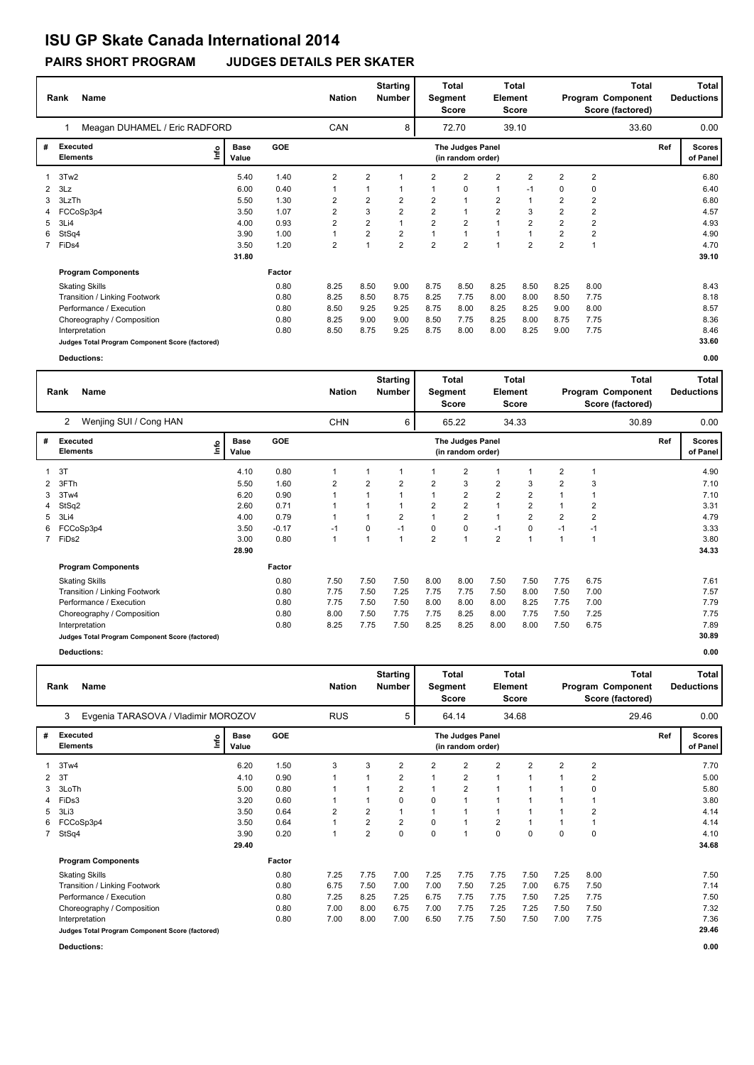# ISU GP Skate Canada International 2014

## PAIRS SHORT PROGRAM JUDGES DETAILS PER SKATER

| Rank | Name | Nation | Starting Number | Total Segment Score | Total Element Score | Total Program Component Score (factored) | Total Deductions |
|---|---|---|---|---|---|---|---|
| 1 | Meagan DUHAMEL / Eric RADFORD | CAN | 8 | 72.70 | 39.10 | 33.60 | 0.00 |

| # | Executed Elements | Info | Base Value | GOE | J1 | J2 | J3 | J4 | J5 | J6 | J7 | J8 | J9 | Ref | Scores of Panel |
|---|---|---|---|---|---|---|---|---|---|---|---|---|---|---|---|
| 1 | 3Tw2 | | 5.40 | 1.40 | 2 | 2 | 1 | 2 | 2 | 2 | 2 | 2 | 2 | | 6.80 |
| 2 | 3Lz | | 6.00 | 0.40 | 1 | 1 | 1 | 1 | 0 | 1 | -1 | 0 | 0 | | 6.40 |
| 3 | 3LzTh | | 5.50 | 1.30 | 2 | 2 | 2 | 2 | 1 | 2 | 1 | 2 | 2 | | 6.80 |
| 4 | FCCoSp3p4 | | 3.50 | 1.07 | 2 | 3 | 2 | 2 | 1 | 2 | 3 | 2 | 2 | | 4.57 |
| 5 | 3Li4 | | 4.00 | 0.93 | 2 | 2 | 1 | 2 | 2 | 1 | 2 | 2 | 2 | | 4.93 |
| 6 | StSq4 | | 3.90 | 1.00 | 1 | 2 | 2 | 1 | 1 | 1 | 1 | 2 | 2 | | 4.90 |
| 7 | FiDs4 | | 3.50 | 1.20 | 2 | 1 | 2 | 2 | 2 | 1 | 2 | 2 | 1 | | 4.70 |
| | | | 31.80 | | | | | | | | | | | | 39.10 |

| Program Components | Factor | J1 | J2 | J3 | J4 | J5 | J6 | J7 | J8 | J9 | Scores of Panel |
|---|---|---|---|---|---|---|---|---|---|---|---|
| Skating Skills | 0.80 | 8.25 | 8.50 | 9.00 | 8.75 | 8.50 | 8.25 | 8.50 | 8.25 | 8.00 | 8.43 |
| Transition / Linking Footwork | 0.80 | 8.25 | 8.50 | 8.75 | 8.25 | 7.75 | 8.00 | 8.00 | 8.50 | 7.75 | 8.18 |
| Performance / Execution | 0.80 | 8.50 | 9.25 | 9.25 | 8.75 | 8.00 | 8.25 | 8.25 | 9.00 | 8.00 | 8.57 |
| Choreography / Composition | 0.80 | 8.25 | 9.00 | 9.00 | 8.50 | 7.75 | 8.25 | 8.00 | 8.75 | 7.75 | 8.36 |
| Interpretation | 0.80 | 8.50 | 8.75 | 9.25 | 8.75 | 8.00 | 8.00 | 8.25 | 9.00 | 7.75 | 8.46 |
| Judges Total Program Component Score (factored) | | | | | | | | | | | 33.60 |

**Deductions:** 0.00

| Rank | Name | Nation | Starting Number | Total Segment Score | Total Element Score | Total Program Component Score (factored) | Total Deductions |
|---|---|---|---|---|---|---|---|
| 2 | Wenjing SUI / Cong HAN | CHN | 6 | 65.22 | 34.33 | 30.89 | 0.00 |

| # | Executed Elements | Info | Base Value | GOE | J1 | J2 | J3 | J4 | J5 | J6 | J7 | J8 | J9 | Ref | Scores of Panel |
|---|---|---|---|---|---|---|---|---|---|---|---|---|---|---|---|
| 1 | 3T | | 4.10 | 0.80 | 1 | 1 | 1 | 1 | 2 | 1 | 1 | 2 | 1 | | 4.90 |
| 2 | 3FTh | | 5.50 | 1.60 | 2 | 2 | 2 | 2 | 3 | 2 | 3 | 2 | 3 | | 7.10 |
| 3 | 3Tw4 | | 6.20 | 0.90 | 1 | 1 | 1 | 1 | 2 | 2 | 2 | 1 | 1 | | 7.10 |
| 4 | StSq2 | | 2.60 | 0.71 | 1 | 1 | 1 | 2 | 2 | 1 | 2 | 1 | 2 | | 3.31 |
| 5 | 3Li4 | | 4.00 | 0.79 | 1 | 1 | 2 | 1 | 2 | 1 | 2 | 2 | 2 | | 4.79 |
| 6 | FCCoSp3p4 | | 3.50 | -0.17 | -1 | 0 | -1 | 0 | 0 | -1 | 0 | -1 | -1 | | 3.33 |
| 7 | FiDs2 | | 3.00 | 0.80 | 1 | 1 | 1 | 2 | 1 | 2 | 1 | 1 | 1 | | 3.80 |
| | | | 28.90 | | | | | | | | | | | | 34.33 |

| Program Components | Factor | J1 | J2 | J3 | J4 | J5 | J6 | J7 | J8 | J9 | Scores of Panel |
|---|---|---|---|---|---|---|---|---|---|---|---|
| Skating Skills | 0.80 | 7.50 | 7.50 | 7.50 | 8.00 | 8.00 | 7.50 | 7.50 | 7.75 | 6.75 | 7.61 |
| Transition / Linking Footwork | 0.80 | 7.75 | 7.50 | 7.25 | 7.75 | 7.75 | 7.50 | 8.00 | 7.50 | 7.00 | 7.57 |
| Performance / Execution | 0.80 | 7.75 | 7.50 | 7.50 | 8.00 | 8.00 | 8.00 | 8.25 | 7.75 | 7.00 | 7.79 |
| Choreography / Composition | 0.80 | 8.00 | 7.50 | 7.75 | 7.75 | 8.25 | 8.00 | 7.75 | 7.50 | 7.25 | 7.75 |
| Interpretation | 0.80 | 8.25 | 7.75 | 7.50 | 8.25 | 8.25 | 8.00 | 8.00 | 7.50 | 6.75 | 7.89 |
| Judges Total Program Component Score (factored) | | | | | | | | | | | 30.89 |

**Deductions:** 0.00

| Rank | Name | Nation | Starting Number | Total Segment Score | Total Element Score | Total Program Component Score (factored) | Total Deductions |
|---|---|---|---|---|---|---|---|
| 3 | Evgenia TARASOVA / Vladimir MOROZOV | RUS | 5 | 64.14 | 34.68 | 29.46 | 0.00 |

| # | Executed Elements | Info | Base Value | GOE | J1 | J2 | J3 | J4 | J5 | J6 | J7 | J8 | J9 | Ref | Scores of Panel |
|---|---|---|---|---|---|---|---|---|---|---|---|---|---|---|---|
| 1 | 3Tw4 | | 6.20 | 1.50 | 3 | 3 | 2 | 2 | 2 | 2 | 2 | 2 | 2 | | 7.70 |
| 2 | 3T | | 4.10 | 0.90 | 1 | 1 | 2 | 1 | 2 | 1 | 1 | 1 | 2 | | 5.00 |
| 3 | 3LoTh | | 5.00 | 0.80 | 1 | 1 | 2 | 1 | 2 | 1 | 1 | 1 | 0 | | 5.80 |
| 4 | FiDs3 | | 3.20 | 0.60 | 1 | 1 | 0 | 0 | 1 | 1 | 1 | 1 | 1 | | 3.80 |
| 5 | 3Li3 | | 3.50 | 0.64 | 2 | 2 | 1 | 1 | 1 | 1 | 1 | 1 | 2 | | 4.14 |
| 6 | FCCoSp3p4 | | 3.50 | 0.64 | 1 | 2 | 2 | 0 | 1 | 2 | 1 | 1 | 1 | | 4.14 |
| 7 | StSq4 | | 3.90 | 0.20 | 1 | 2 | 0 | 0 | 1 | 0 | 0 | 0 | 0 | | 4.10 |
| | | | 29.40 | | | | | | | | | | | | 34.68 |

| Program Components | Factor | J1 | J2 | J3 | J4 | J5 | J6 | J7 | J8 | J9 | Scores of Panel |
|---|---|---|---|---|---|---|---|---|---|---|---|
| Skating Skills | 0.80 | 7.25 | 7.75 | 7.00 | 7.25 | 7.75 | 7.75 | 7.50 | 7.25 | 8.00 | 7.50 |
| Transition / Linking Footwork | 0.80 | 6.75 | 7.50 | 7.00 | 7.00 | 7.50 | 7.25 | 7.00 | 6.75 | 7.50 | 7.14 |
| Performance / Execution | 0.80 | 7.25 | 8.25 | 7.25 | 6.75 | 7.75 | 7.75 | 7.50 | 7.25 | 7.75 | 7.50 |
| Choreography / Composition | 0.80 | 7.00 | 8.00 | 6.75 | 7.00 | 7.75 | 7.25 | 7.25 | 7.50 | 7.50 | 7.32 |
| Interpretation | 0.80 | 7.00 | 8.00 | 7.00 | 6.50 | 7.75 | 7.50 | 7.50 | 7.00 | 7.75 | 7.36 |
| Judges Total Program Component Score (factored) | | | | | | | | | | | 29.46 |

**Deductions:** 0.00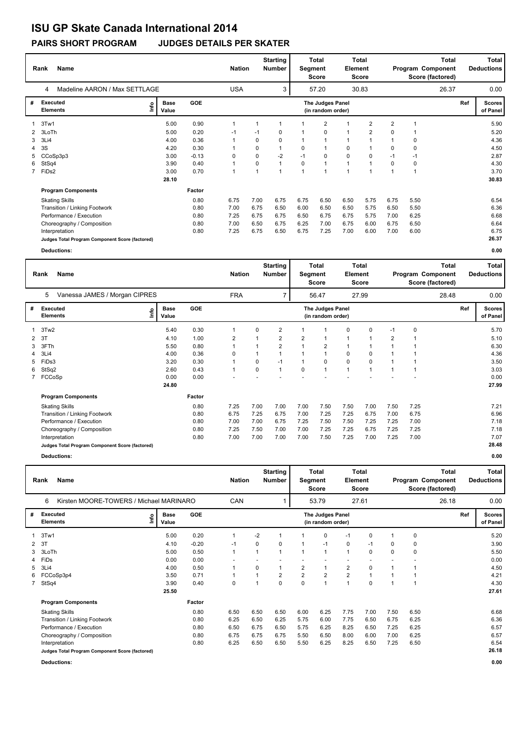# ISU GP Skate Canada International 2014

## PAIRS SHORT PROGRAM JUDGES DETAILS PER SKATER

| Rank | Name | Nation | Starting Number | Total Segment Score | Total Element Score | Total Program Component Score (factored) | Total Deductions |
|---|---|---|---|---|---|---|---|
| 4 | Madeline AARON / Max SETTLAGE | USA | 3 | 57.20 | 30.83 | 26.37 | 0.00 |

| # | Executed Elements | Info | Base Value | GOE | J1 | J2 | J3 | J4 | J5 | J6 | J7 | J8 | J9 | Ref | Scores of Panel |
|---|---|---|---|---|---|---|---|---|---|---|---|---|---|---|---|
| 1 | 3Tw1 | | 5.00 | 0.90 | 1 | 1 | 1 | 1 | 2 | 1 | 2 | 2 | 1 | | 5.90 |
| 2 | 3LoTh | | 5.00 | 0.20 | -1 | -1 | 0 | 1 | 0 | 1 | 2 | 0 | 1 | | 5.20 |
| 3 | 3Li4 | | 4.00 | 0.36 | 1 | 0 | 0 | 1 | 1 | 1 | 1 | 1 | 0 | | 4.36 |
| 4 | 3S | | 4.20 | 0.30 | 1 | 0 | 1 | 0 | 1 | 0 | 1 | 0 | 0 | | 4.50 |
| 5 | CCoSp3p3 | | 3.00 | -0.13 | 0 | 0 | -2 | -1 | 0 | 0 | 0 | -1 | -1 | | 2.87 |
| 6 | StSq4 | | 3.90 | 0.40 | 1 | 0 | 1 | 0 | 1 | 1 | 1 | 0 | 0 | | 4.30 |
| 7 | FiDs2 | | 3.00 | 0.70 | 1 | 1 | 1 | 1 | 1 | 1 | 1 | 1 | 1 | | 3.70 |
| | | | 28.10 | | | | | | | | | | | | 30.83 |

| Program Components | Factor | J1 | J2 | J3 | J4 | J5 | J6 | J7 | J8 | J9 | Scores of Panel |
|---|---|---|---|---|---|---|---|---|---|---|---|
| Skating Skills | 0.80 | 6.75 | 7.00 | 6.75 | 6.75 | 6.50 | 6.50 | 5.75 | 6.75 | 5.50 | 6.54 |
| Transition / Linking Footwork | 0.80 | 7.00 | 6.75 | 6.50 | 6.00 | 6.50 | 6.50 | 5.75 | 6.50 | 5.50 | 6.36 |
| Performance / Execution | 0.80 | 7.25 | 6.75 | 6.75 | 6.50 | 6.75 | 6.75 | 5.75 | 7.00 | 6.25 | 6.68 |
| Choreography / Composition | 0.80 | 7.00 | 6.50 | 6.75 | 6.25 | 7.00 | 6.75 | 6.00 | 6.75 | 6.50 | 6.64 |
| Interpretation | 0.80 | 7.25 | 6.75 | 6.50 | 6.75 | 7.25 | 7.00 | 6.00 | 7.00 | 6.00 | 6.75 |
| Judges Total Program Component Score (factored) | | | | | | | | | | | 26.37 |

**Deductions:** 0.00

| Rank | Name | Nation | Starting Number | Total Segment Score | Total Element Score | Total Program Component Score (factored) | Total Deductions |
|---|---|---|---|---|---|---|---|
| 5 | Vanessa JAMES / Morgan CIPRES | FRA | 7 | 56.47 | 27.99 | 28.48 | 0.00 |

| # | Executed Elements | Info | Base Value | GOE | J1 | J2 | J3 | J4 | J5 | J6 | J7 | J8 | J9 | Ref | Scores of Panel |
|---|---|---|---|---|---|---|---|---|---|---|---|---|---|---|---|
| 1 | 3Tw2 | | 5.40 | 0.30 | 1 | 0 | 2 | 1 | 1 | 0 | 0 | -1 | 0 | | 5.70 |
| 2 | 3T | | 4.10 | 1.00 | 2 | 1 | 2 | 2 | 1 | 1 | 1 | 2 | 1 | | 5.10 |
| 3 | 3FTh | | 5.50 | 0.80 | 1 | 1 | 2 | 1 | 2 | 1 | 1 | 1 | 1 | | 6.30 |
| 4 | 3Li4 | | 4.00 | 0.36 | 0 | 1 | 1 | 1 | 1 | 0 | 0 | 1 | 1 | | 4.36 |
| 5 | FiDs3 | | 3.20 | 0.30 | 1 | 0 | -1 | 1 | 0 | 0 | 0 | 1 | 1 | | 3.50 |
| 6 | StSq2 | | 2.60 | 0.43 | 1 | 0 | 1 | 0 | 1 | 1 | 1 | 1 | 1 | | 3.03 |
| 7 | FCCoSp | | 0.00 | 0.00 | - | - | - | - | - | - | - | - | - | | 0.00 |
| | | | 24.80 | | | | | | | | | | | | 27.99 |

| Program Components | Factor | J1 | J2 | J3 | J4 | J5 | J6 | J7 | J8 | J9 | Scores of Panel |
|---|---|---|---|---|---|---|---|---|---|---|---|
| Skating Skills | 0.80 | 7.25 | 7.00 | 7.00 | 7.00 | 7.50 | 7.50 | 7.00 | 7.50 | 7.25 | 7.21 |
| Transition / Linking Footwork | 0.80 | 6.75 | 7.25 | 6.75 | 7.00 | 7.25 | 7.25 | 6.75 | 7.00 | 6.75 | 6.96 |
| Performance / Execution | 0.80 | 7.00 | 7.00 | 6.75 | 7.25 | 7.50 | 7.50 | 7.25 | 7.25 | 7.00 | 7.18 |
| Choreography / Composition | 0.80 | 7.25 | 7.50 | 7.00 | 7.00 | 7.25 | 7.25 | 6.75 | 7.25 | 7.25 | 7.18 |
| Interpretation | 0.80 | 7.00 | 7.00 | 7.00 | 7.00 | 7.50 | 7.25 | 7.00 | 7.25 | 7.00 | 7.07 |
| Judges Total Program Component Score (factored) | | | | | | | | | | | 28.48 |

**Deductions:** 0.00

| Rank | Name | Nation | Starting Number | Total Segment Score | Total Element Score | Total Program Component Score (factored) | Total Deductions |
|---|---|---|---|---|---|---|---|
| 6 | Kirsten MOORE-TOWERS / Michael MARINARO | CAN | 1 | 53.79 | 27.61 | 26.18 | 0.00 |

| # | Executed Elements | Info | Base Value | GOE | J1 | J2 | J3 | J4 | J5 | J6 | J7 | J8 | J9 | Ref | Scores of Panel |
|---|---|---|---|---|---|---|---|---|---|---|---|---|---|---|---|
| 1 | 3Tw1 | | 5.00 | 0.20 | 1 | -2 | 1 | 1 | 0 | -1 | 0 | 1 | 0 | | 5.20 |
| 2 | 3T | | 4.10 | -0.20 | -1 | 0 | 0 | 1 | -1 | 0 | -1 | 0 | 0 | | 3.90 |
| 3 | 3LoTh | | 5.00 | 0.50 | 1 | 1 | 1 | 1 | 1 | 1 | 0 | 0 | 0 | | 5.50 |
| 4 | FiDs | | 0.00 | 0.00 | - | - | - | - | - | - | - | - | - | | 0.00 |
| 5 | 3Li4 | | 4.00 | 0.50 | 1 | 0 | 1 | 2 | 1 | 2 | 0 | 1 | 1 | | 4.50 |
| 6 | FCCoSp3p4 | | 3.50 | 0.71 | 1 | 1 | 2 | 2 | 2 | 2 | 1 | 1 | 1 | | 4.21 |
| 7 | StSq4 | | 3.90 | 0.40 | 0 | 1 | 0 | 0 | 1 | 1 | 0 | 1 | 1 | | 4.30 |
| | | | 25.50 | | | | | | | | | | | | 27.61 |

| Program Components | Factor | J1 | J2 | J3 | J4 | J5 | J6 | J7 | J8 | J9 | Scores of Panel |
|---|---|---|---|---|---|---|---|---|---|---|---|
| Skating Skills | 0.80 | 6.50 | 6.50 | 6.50 | 6.00 | 6.25 | 7.75 | 7.00 | 7.50 | 6.50 | 6.68 |
| Transition / Linking Footwork | 0.80 | 6.25 | 6.50 | 6.25 | 5.75 | 6.00 | 7.75 | 6.50 | 6.75 | 6.25 | 6.36 |
| Performance / Execution | 0.80 | 6.50 | 6.75 | 6.50 | 5.75 | 6.25 | 8.25 | 6.50 | 7.25 | 6.25 | 6.57 |
| Choreography / Composition | 0.80 | 6.75 | 6.75 | 6.75 | 5.50 | 6.50 | 8.00 | 6.00 | 7.00 | 6.25 | 6.57 |
| Interpretation | 0.80 | 6.25 | 6.50 | 6.50 | 5.50 | 6.25 | 8.25 | 6.50 | 7.25 | 6.50 | 6.54 |
| Judges Total Program Component Score (factored) | | | | | | | | | | | 26.18 |

**Deductions:** 0.00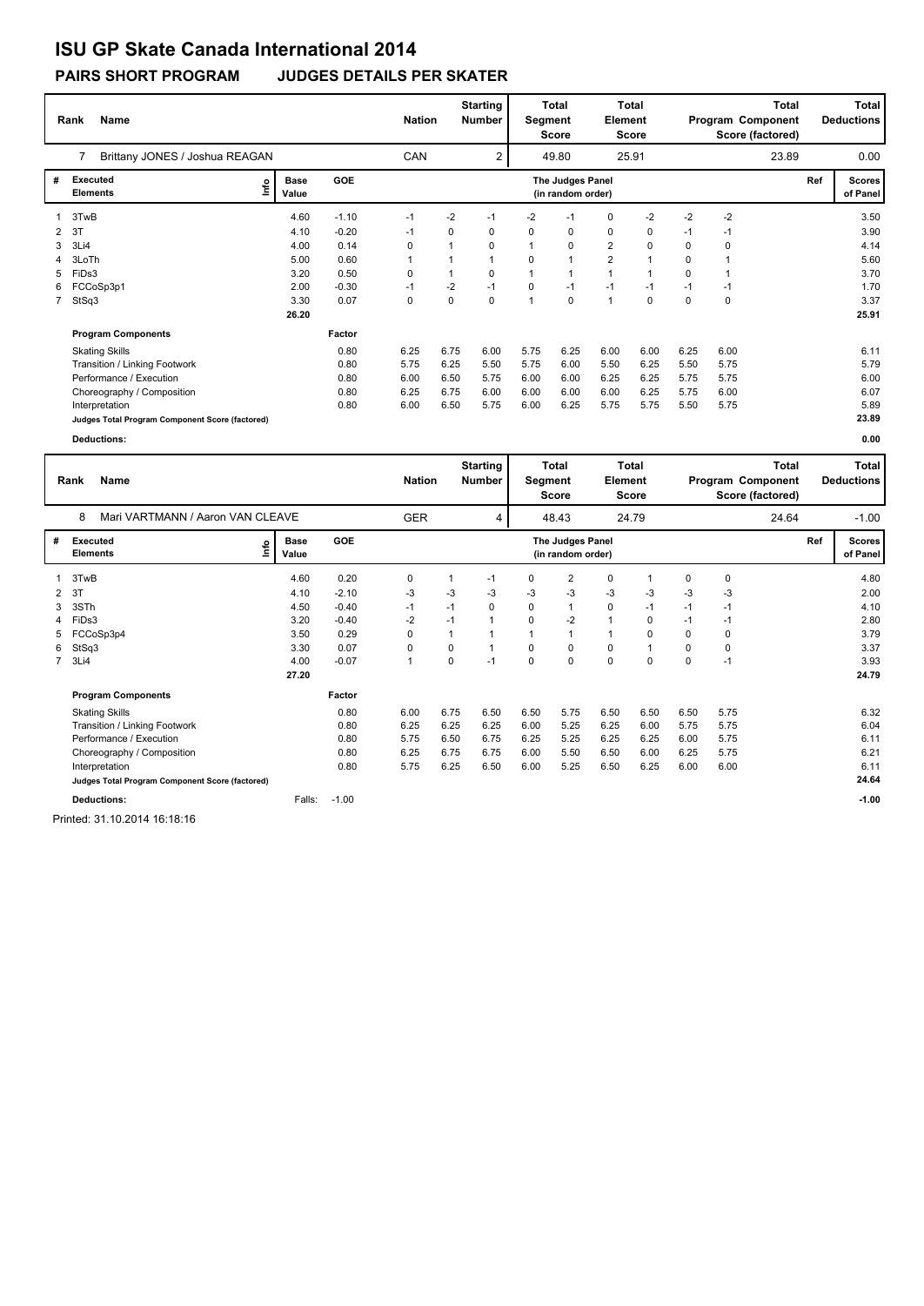# ISU GP Skate Canada International 2014

## PAIRS SHORT PROGRAM JUDGES DETAILS PER SKATER

| Rank | Name | Nation | Starting Number | Total Segment Score | Total Element Score | Total Program Component Score (factored) | Total Deductions |
|---|---|---|---|---|---|---|---|
| 7 | Brittany JONES / Joshua REAGAN | CAN | 2 | 49.80 | 25.91 | 23.89 | 0.00 |

| # | Executed Elements | Info | Base Value | GOE | J1 | J2 | J3 | J4 | J5 | J6 | J7 | J8 | J9 | Ref | Scores of Panel |
|---|---|---|---|---|---|---|---|---|---|---|---|---|---|---|---|
| 1 | 3TwB | | 4.60 | -1.10 | -1 | -2 | -1 | -2 | -1 | 0 | -2 | -2 | -2 | | 3.50 |
| 2 | 3T | | 4.10 | -0.20 | -1 | 0 | 0 | 0 | 0 | 0 | 0 | -1 | -1 | | 3.90 |
| 3 | 3Li4 | | 4.00 | 0.14 | 0 | 1 | 0 | 1 | 0 | 2 | 0 | 0 | 0 | | 4.14 |
| 4 | 3LoTh | | 5.00 | 0.60 | 1 | 1 | 1 | 0 | 1 | 2 | 1 | 0 | 1 | | 5.60 |
| 5 | FiDs3 | | 3.20 | 0.50 | 0 | 1 | 0 | 1 | 1 | 1 | 1 | 0 | 1 | | 3.70 |
| 6 | FCCoSp3p1 | | 2.00 | -0.30 | -1 | -2 | -1 | 0 | -1 | -1 | -1 | -1 | -1 | | 1.70 |
| 7 | StSq3 | | 3.30 | 0.07 | 0 | 0 | 0 | 1 | 0 | 1 | 0 | 0 | 0 | | 3.37 |
| | | | 26.20 | | | | | | | | | | | | 25.91 |

| Program Components | Factor | J1 | J2 | J3 | J4 | J5 | J6 | J7 | J8 | J9 | Scores of Panel |
|---|---|---|---|---|---|---|---|---|---|---|---|
| Skating Skills | 0.80 | 6.25 | 6.75 | 6.00 | 5.75 | 6.25 | 6.00 | 6.00 | 6.25 | 6.00 | 6.11 |
| Transition / Linking Footwork | 0.80 | 5.75 | 6.25 | 5.50 | 5.75 | 6.00 | 5.50 | 6.25 | 5.50 | 5.75 | 5.79 |
| Performance / Execution | 0.80 | 6.00 | 6.50 | 5.75 | 6.00 | 6.00 | 6.25 | 6.25 | 5.75 | 5.75 | 6.00 |
| Choreography / Composition | 0.80 | 6.25 | 6.75 | 6.00 | 6.00 | 6.00 | 6.00 | 6.25 | 5.75 | 6.00 | 6.07 |
| Interpretation | 0.80 | 6.00 | 6.50 | 5.75 | 6.00 | 6.25 | 5.75 | 5.75 | 5.50 | 5.75 | 5.89 |
| Judges Total Program Component Score (factored) | | | | | | | | | | | 23.89 |

Deductions: 0.00

| Rank | Name | Nation | Starting Number | Total Segment Score | Total Element Score | Total Program Component Score (factored) | Total Deductions |
|---|---|---|---|---|---|---|---|
| 8 | Mari VARTMANN / Aaron VAN CLEAVE | GER | 4 | 48.43 | 24.79 | 24.64 | -1.00 |

| # | Executed Elements | Info | Base Value | GOE | J1 | J2 | J3 | J4 | J5 | J6 | J7 | J8 | J9 | Ref | Scores of Panel |
|---|---|---|---|---|---|---|---|---|---|---|---|---|---|---|---|
| 1 | 3TwB | | 4.60 | 0.20 | 0 | 1 | -1 | 0 | 2 | 0 | 1 | 0 | 0 | | 4.80 |
| 2 | 3T | | 4.10 | -2.10 | -3 | -3 | -3 | -3 | -3 | -3 | -3 | -3 | -3 | | 2.00 |
| 3 | 3STh | | 4.50 | -0.40 | -1 | -1 | 0 | 0 | 1 | 0 | -1 | -1 | -1 | | 4.10 |
| 4 | FiDs3 | | 3.20 | -0.40 | -2 | -1 | 1 | 0 | -2 | 1 | 0 | -1 | -1 | | 2.80 |
| 5 | FCCoSp3p4 | | 3.50 | 0.29 | 0 | 1 | 1 | 1 | 1 | 1 | 0 | 0 | 0 | | 3.79 |
| 6 | StSq3 | | 3.30 | 0.07 | 0 | 0 | 1 | 0 | 0 | 0 | 1 | 0 | 0 | | 3.37 |
| 7 | 3Li4 | | 4.00 | -0.07 | 1 | 0 | -1 | 0 | 0 | 0 | 0 | 0 | -1 | | 3.93 |
| | | | 27.20 | | | | | | | | | | | | 24.79 |

| Program Components | Factor | J1 | J2 | J3 | J4 | J5 | J6 | J7 | J8 | J9 | Scores of Panel |
|---|---|---|---|---|---|---|---|---|---|---|---|
| Skating Skills | 0.80 | 6.00 | 6.75 | 6.50 | 6.50 | 5.75 | 6.50 | 6.50 | 6.50 | 5.75 | 6.32 |
| Transition / Linking Footwork | 0.80 | 6.25 | 6.25 | 6.25 | 6.00 | 5.25 | 6.25 | 6.00 | 5.75 | 5.75 | 6.04 |
| Performance / Execution | 0.80 | 5.75 | 6.50 | 6.75 | 6.25 | 5.25 | 6.25 | 6.25 | 6.00 | 5.75 | 6.11 |
| Choreography / Composition | 0.80 | 6.25 | 6.75 | 6.75 | 6.00 | 5.50 | 6.50 | 6.00 | 6.25 | 5.75 | 6.21 |
| Interpretation | 0.80 | 5.75 | 6.25 | 6.50 | 6.00 | 5.25 | 6.50 | 6.25 | 6.00 | 6.00 | 6.11 |
| Judges Total Program Component Score (factored) | | | | | | | | | | | 24.64 |

Deductions: Falls: -1.00 -1.00

Printed: 31.10.2014 16:18:16